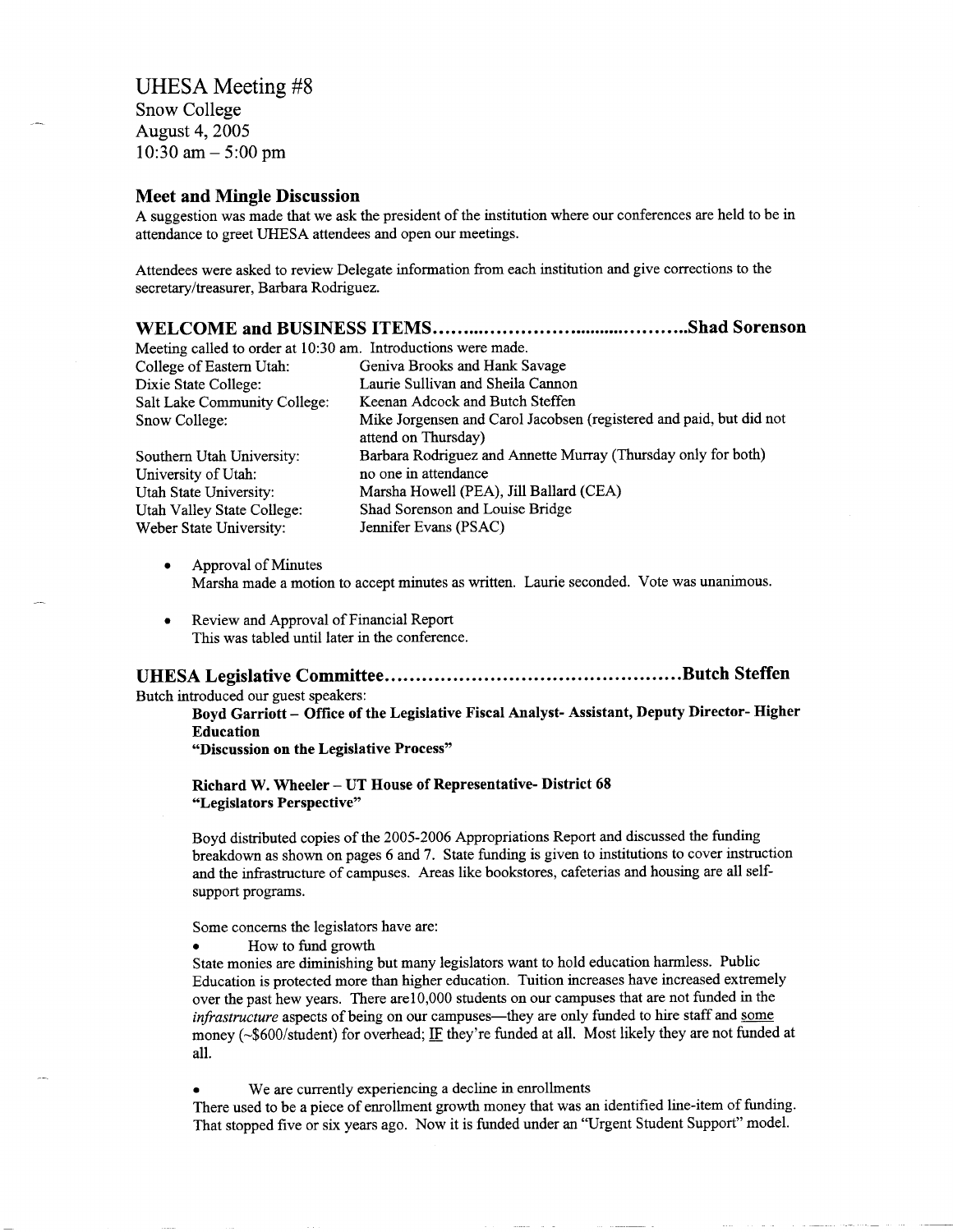# UHESA Meeting #8

Snow College
August 4, 2005
10:30 am – 5:00 pm

## Meet and Mingle Discussion

A suggestion was made that we ask the president of the institution where our conferences are held to be in attendance to greet UHESA attendees and open our meetings.

Attendees were asked to review Delegate information from each institution and give corrections to the secretary/treasurer, Barbara Rodriguez.

## WELCOME and BUSINESS ITEMS……………………………………Shad Sorenson

Meeting called to order at 10:30 am. Introductions were made.

| | |
|---|---|
| College of Eastern Utah: | Geniva Brooks and Hank Savage |
| Dixie State College: | Laurie Sullivan and Sheila Cannon |
| Salt Lake Community College: | Keenan Adcock and Butch Steffen |
| Snow College: | Mike Jorgensen and Carol Jacobsen (registered and paid, but did not attend on Thursday) |
| Southern Utah University: | Barbara Rodriguez and Annette Murray (Thursday only for both) |
| University of Utah: | no one in attendance |
| Utah State University: | Marsha Howell (PEA), Jill Ballard (CEA) |
| Utah Valley State College: | Shad Sorenson and Louise Bridge |
| Weber State University: | Jennifer Evans (PSAC) |

- Approval of Minutes
  Marsha made a motion to accept minutes as written. Laurie seconded. Vote was unanimous.

- Review and Approval of Financial Report
  This was tabled until later in the conference.

## UHESA Legislative Committee……………………………………………Butch Steffen

Butch introduced our guest speakers:

**Boyd Garriott – Office of the Legislative Fiscal Analyst- Assistant, Deputy Director- Higher Education**
**"Discussion on the Legislative Process"**

**Richard W. Wheeler – UT House of Representative- District 68**
**"Legislators Perspective"**

Boyd distributed copies of the 2005-2006 Appropriations Report and discussed the funding breakdown as shown on pages 6 and 7. State funding is given to institutions to cover instruction and the infrastructure of campuses. Areas like bookstores, cafeterias and housing are all self-support programs.

Some concerns the legislators have are:

- How to fund growth

State monies are diminishing but many legislators want to hold education harmless. Public Education is protected more than higher education. Tuition increases have increased extremely over the past hew years. There are10,000 students on our campuses that are not funded in the *infrastructure* aspects of being on our campuses—they are only funded to hire staff and <u>some</u> money (~$600/student) for overhead; <u>IF</u> they're funded at all. Most likely they are not funded at all.

- We are currently experiencing a decline in enrollments

There used to be a piece of enrollment growth money that was an identified line-item of funding. That stopped five or six years ago. Now it is funded under an "Urgent Student Support" model.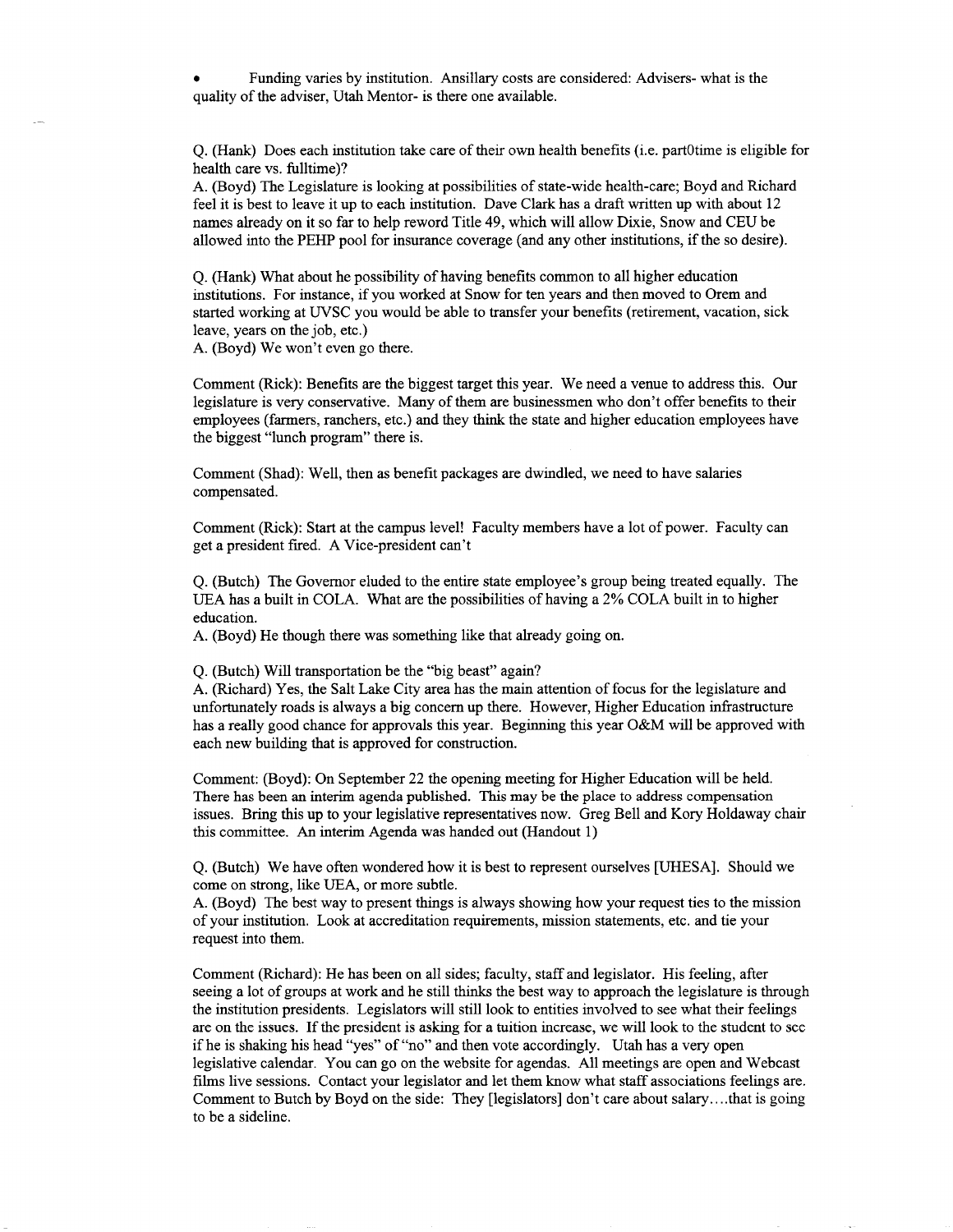- Funding varies by institution. Ansillary costs are considered: Advisers- what is the quality of the adviser, Utah Mentor- is there one available.

Q. (Hank) Does each institution take care of their own health benefits (i.e. part0time is eligible for health care vs. fulltime)?
A. (Boyd) The Legislature is looking at possibilities of state-wide health-care; Boyd and Richard feel it is best to leave it up to each institution. Dave Clark has a draft written up with about 12 names already on it so far to help reword Title 49, which will allow Dixie, Snow and CEU be allowed into the PEHP pool for insurance coverage (and any other institutions, if the so desire).

Q. (Hank) What about he possibility of having benefits common to all higher education institutions. For instance, if you worked at Snow for ten years and then moved to Orem and started working at UVSC you would be able to transfer your benefits (retirement, vacation, sick leave, years on the job, etc.)
A. (Boyd) We won't even go there.

Comment (Rick): Benefits are the biggest target this year. We need a venue to address this. Our legislature is very conservative. Many of them are businessmen who don't offer benefits to their employees (farmers, ranchers, etc.) and they think the state and higher education employees have the biggest "lunch program" there is.

Comment (Shad): Well, then as benefit packages are dwindled, we need to have salaries compensated.

Comment (Rick): Start at the campus level! Faculty members have a lot of power. Faculty can get a president fired. A Vice-president can't

Q. (Butch) The Governor eluded to the entire state employee's group being treated equally. The UEA has a built in COLA. What are the possibilities of having a 2% COLA built in to higher education.
A. (Boyd) He though there was something like that already going on.

Q. (Butch) Will transportation be the "big beast" again?
A. (Richard) Yes, the Salt Lake City area has the main attention of focus for the legislature and unfortunately roads is always a big concern up there. However, Higher Education infrastructure has a really good chance for approvals this year. Beginning this year O&M will be approved with each new building that is approved for construction.

Comment: (Boyd): On September 22 the opening meeting for Higher Education will be held. There has been an interim agenda published. This may be the place to address compensation issues. Bring this up to your legislative representatives now. Greg Bell and Kory Holdaway chair this committee. An interim Agenda was handed out (Handout 1)

Q. (Butch) We have often wondered how it is best to represent ourselves [UHESA]. Should we come on strong, like UEA, or more subtle.
A. (Boyd) The best way to present things is always showing how your request ties to the mission of your institution. Look at accreditation requirements, mission statements, etc. and tie your request into them.

Comment (Richard): He has been on all sides; faculty, staff and legislator. His feeling, after seeing a lot of groups at work and he still thinks the best way to approach the legislature is through the institution presidents. Legislators will still look to entities involved to see what their feelings are on the issues. If the president is asking for a tuition increase, we will look to the student to see if he is shaking his head "yes" of "no" and then vote accordingly. Utah has a very open legislative calendar. You can go on the website for agendas. All meetings are open and Webcast films live sessions. Contact your legislator and let them know what staff associations feelings are. Comment to Butch by Boyd on the side: They [legislators] don't care about salary….that is going to be a sideline.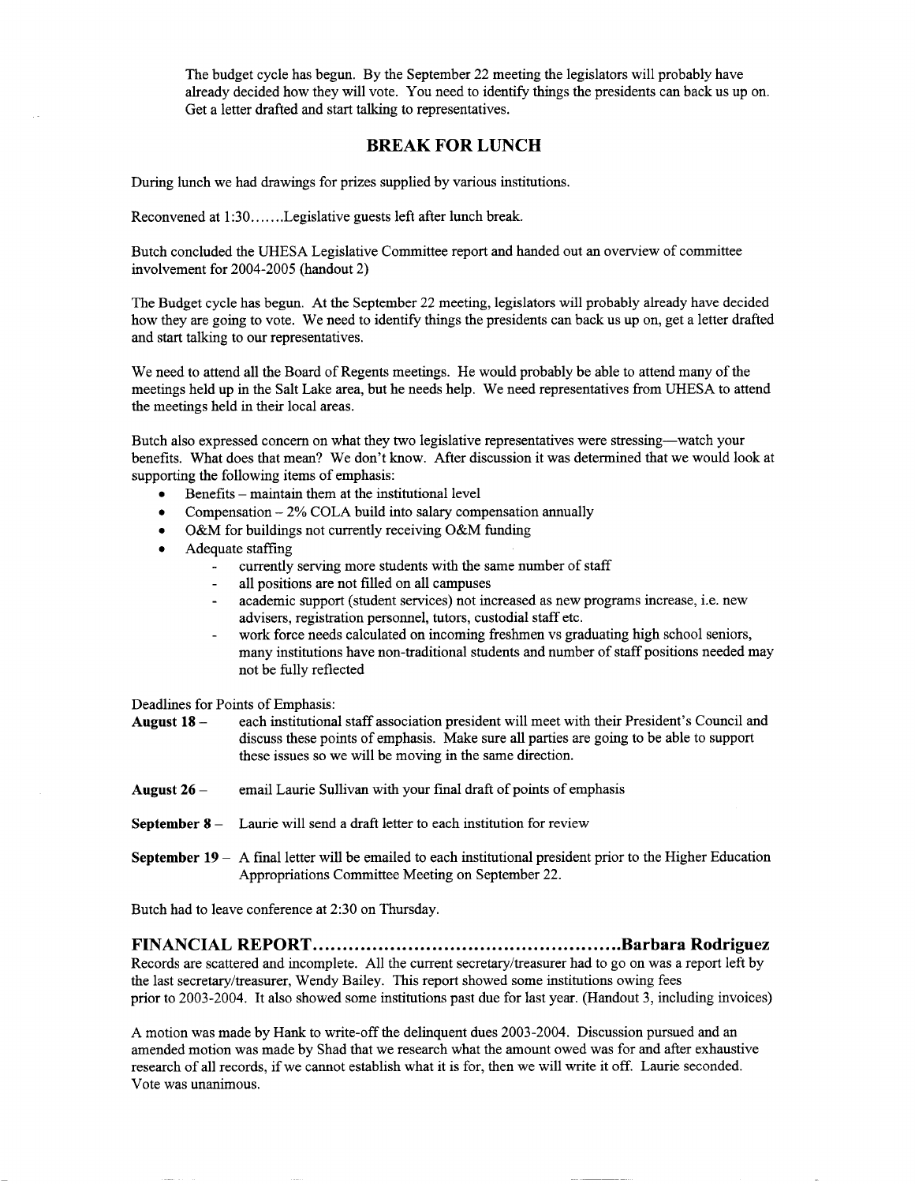The budget cycle has begun. By the September 22 meeting the legislators will probably have already decided how they will vote. You need to identify things the presidents can back us up on. Get a letter drafted and start talking to representatives.

## BREAK FOR LUNCH

During lunch we had drawings for prizes supplied by various institutions.

Reconvened at 1:30…….Legislative guests left after lunch break.

Butch concluded the UHESA Legislative Committee report and handed out an overview of committee involvement for 2004-2005 (handout 2)

The Budget cycle has begun. At the September 22 meeting, legislators will probably already have decided how they are going to vote. We need to identify things the presidents can back us up on, get a letter drafted and start talking to our representatives.

We need to attend all the Board of Regents meetings. He would probably be able to attend many of the meetings held up in the Salt Lake area, but he needs help. We need representatives from UHESA to attend the meetings held in their local areas.

Butch also expressed concern on what they two legislative representatives were stressing—watch your benefits. What does that mean? We don't know. After discussion it was determined that we would look at supporting the following items of emphasis:

- Benefits – maintain them at the institutional level
- Compensation – 2% COLA build into salary compensation annually
- O&M for buildings not currently receiving O&M funding
- Adequate staffing
  - currently serving more students with the same number of staff
  - all positions are not filled on all campuses
  - academic support (student services) not increased as new programs increase, i.e. new advisers, registration personnel, tutors, custodial staff etc.
  - work force needs calculated on incoming freshmen vs graduating high school seniors, many institutions have non-traditional students and number of staff positions needed may not be fully reflected

Deadlines for Points of Emphasis:

**August 18 –** each institutional staff association president will meet with their President's Council and discuss these points of emphasis. Make sure all parties are going to be able to support these issues so we will be moving in the same direction.

**August 26 –** email Laurie Sullivan with your final draft of points of emphasis

**September 8 –** Laurie will send a draft letter to each institution for review

**September 19 –** A final letter will be emailed to each institutional president prior to the Higher Education Appropriations Committee Meeting on September 22.

Butch had to leave conference at 2:30 on Thursday.

## FINANCIAL REPORT……………………………………………Barbara Rodriguez

Records are scattered and incomplete. All the current secretary/treasurer had to go on was a report left by the last secretary/treasurer, Wendy Bailey. This report showed some institutions owing fees prior to 2003-2004. It also showed some institutions past due for last year. (Handout 3, including invoices)

A motion was made by Hank to write-off the delinquent dues 2003-2004. Discussion pursued and an amended motion was made by Shad that we research what the amount owed was for and after exhaustive research of all records, if we cannot establish what it is for, then we will write it off. Laurie seconded. Vote was unanimous.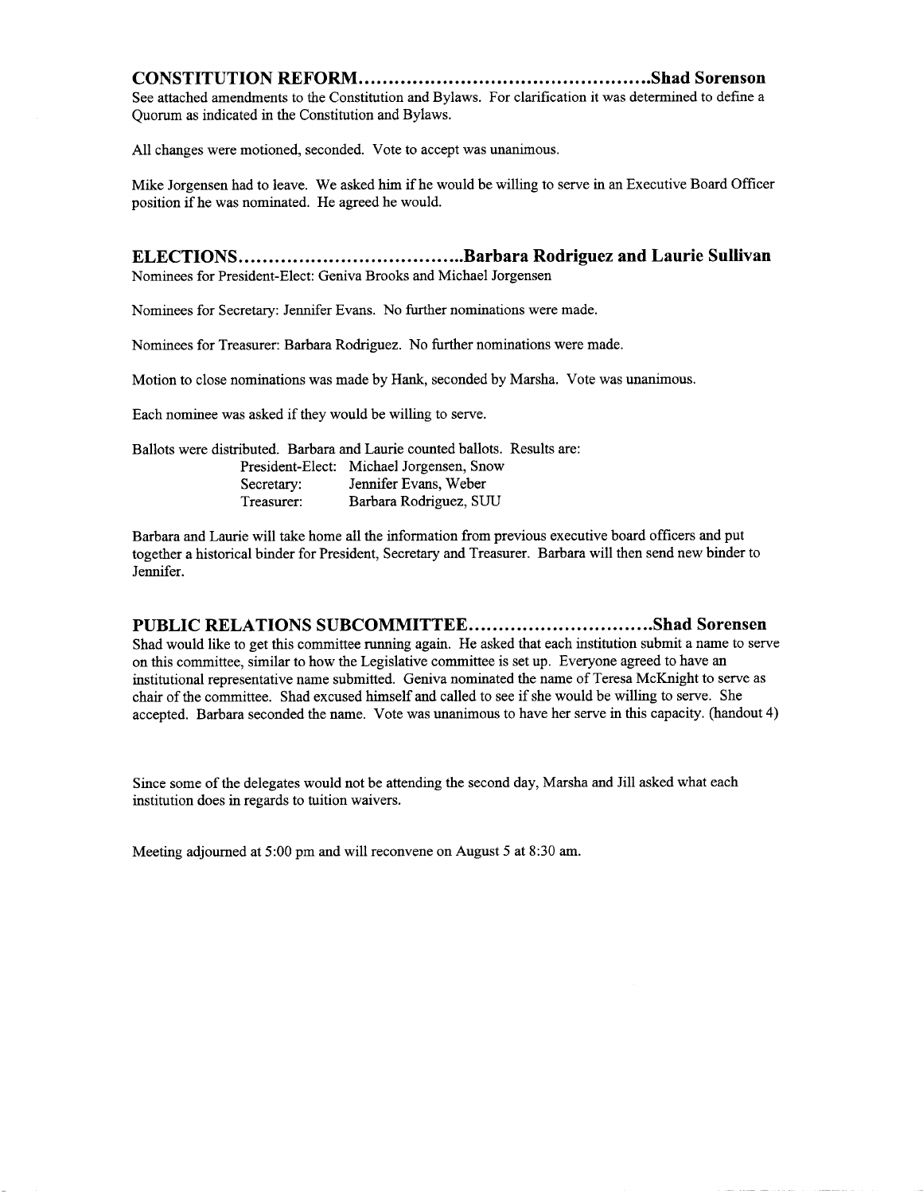## CONSTITUTION REFORM.................................................Shad Sorenson

See attached amendments to the Constitution and Bylaws. For clarification it was determined to define a Quorum as indicated in the Constitution and Bylaws.

All changes were motioned, seconded. Vote to accept was unanimous.

Mike Jorgensen had to leave. We asked him if he would be willing to serve in an Executive Board Officer position if he was nominated. He agreed he would.

## ELECTIONS.....................................Barbara Rodriguez and Laurie Sullivan

Nominees for President-Elect: Geniva Brooks and Michael Jorgensen

Nominees for Secretary: Jennifer Evans. No further nominations were made.

Nominees for Treasurer: Barbara Rodriguez. No further nominations were made.

Motion to close nominations was made by Hank, seconded by Marsha. Vote was unanimous.

Each nominee was asked if they would be willing to serve.

Ballots were distributed. Barbara and Laurie counted ballots. Results are:

| | |
|---|---|
| President-Elect: | Michael Jorgensen, Snow |
| Secretary: | Jennifer Evans, Weber |
| Treasurer: | Barbara Rodriguez, SUU |

Barbara and Laurie will take home all the information from previous executive board officers and put together a historical binder for President, Secretary and Treasurer. Barbara will then send new binder to Jennifer.

## PUBLIC RELATIONS SUBCOMMITTEE..............................Shad Sorensen

Shad would like to get this committee running again. He asked that each institution submit a name to serve on this committee, similar to how the Legislative committee is set up. Everyone agreed to have an institutional representative name submitted. Geniva nominated the name of Teresa McKnight to serve as chair of the committee. Shad excused himself and called to see if she would be willing to serve. She accepted. Barbara seconded the name. Vote was unanimous to have her serve in this capacity. (handout 4)

Since some of the delegates would not be attending the second day, Marsha and Jill asked what each institution does in regards to tuition waivers.

Meeting adjourned at 5:00 pm and will reconvene on August 5 at 8:30 am.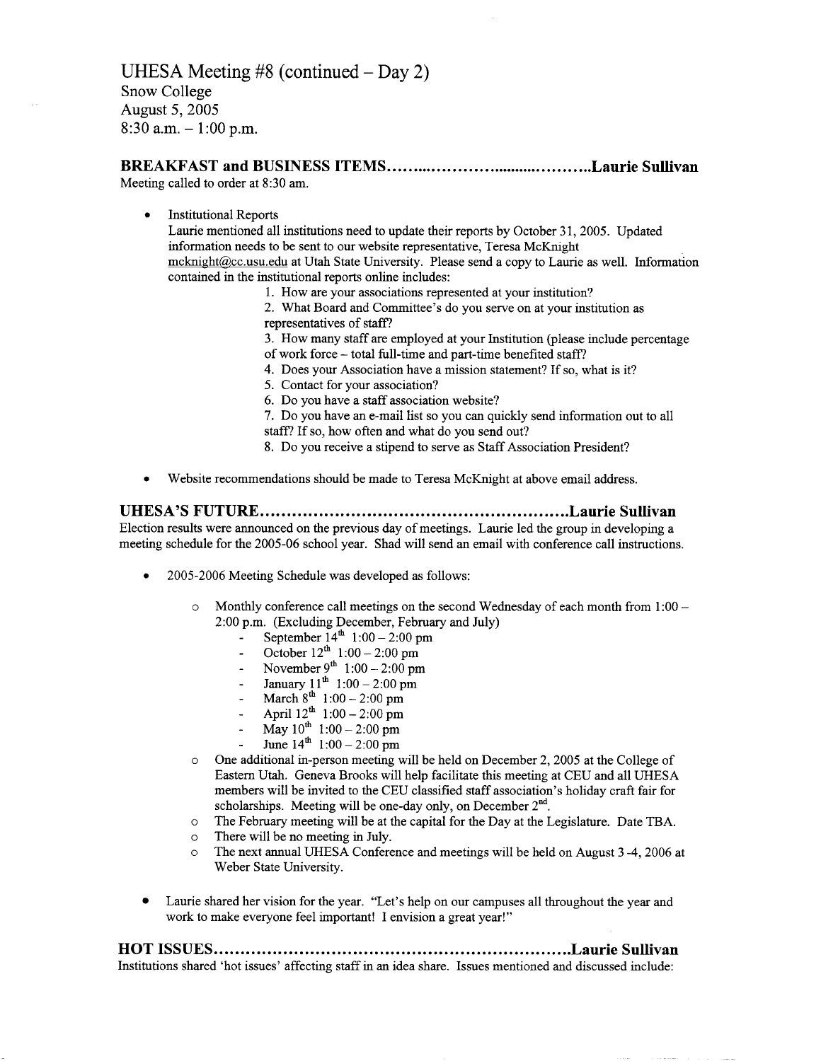# UHESA Meeting #8 (continued – Day 2)

Snow College
August 5, 2005
8:30 a.m. – 1:00 p.m.

## BREAKFAST and BUSINESS ITEMS........................................Laurie Sullivan

Meeting called to order at 8:30 am.

- Institutional Reports
  Laurie mentioned all institutions need to update their reports by October 31, 2005. Updated information needs to be sent to our website representative, Teresa McKnight mcknight@cc.usu.edu at Utah State University. Please send a copy to Laurie as well. Information contained in the institutional reports online includes:
  1. How are your associations represented at your institution?
  2. What Board and Committee's do you serve on at your institution as representatives of staff?
  3. How many staff are employed at your Institution (please include percentage of work force – total full-time and part-time benefited staff?
  4. Does your Association have a mission statement? If so, what is it?
  5. Contact for your association?
  6. Do you have a staff association website?
  7. Do you have an e-mail list so you can quickly send information out to all staff? If so, how often and what do you send out?
  8. Do you receive a stipend to serve as Staff Association President?
- Website recommendations should be made to Teresa McKnight at above email address.

## UHESA'S FUTURE........................................................Laurie Sullivan

Election results were announced on the previous day of meetings. Laurie led the group in developing a meeting schedule for the 2005-06 school year. Shad will send an email with conference call instructions.

- 2005-2006 Meeting Schedule was developed as follows:
  - Monthly conference call meetings on the second Wednesday of each month from 1:00 – 2:00 p.m. (Excluding December, February and July)
    - September 14th 1:00 – 2:00 pm
    - October 12th 1:00 – 2:00 pm
    - November 9th 1:00 – 2:00 pm
    - January 11th 1:00 – 2:00 pm
    - March 8th 1:00 – 2:00 pm
    - April 12th 1:00 – 2:00 pm
    - May 10th 1:00 – 2:00 pm
    - June 14th 1:00 – 2:00 pm
  - One additional in-person meeting will be held on December 2, 2005 at the College of Eastern Utah. Geneva Brooks will help facilitate this meeting at CEU and all UHESA members will be invited to the CEU classified staff association's holiday craft fair for scholarships. Meeting will be one-day only, on December 2nd.
  - The February meeting will be at the capital for the Day at the Legislature. Date TBA.
  - There will be no meeting in July.
  - The next annual UHESA Conference and meetings will be held on August 3 -4, 2006 at Weber State University.
- Laurie shared her vision for the year. "Let's help on our campuses all throughout the year and work to make everyone feel important! I envision a great year!"

## HOT ISSUES.................................................................Laurie Sullivan

Institutions shared 'hot issues' affecting staff in an idea share. Issues mentioned and discussed include: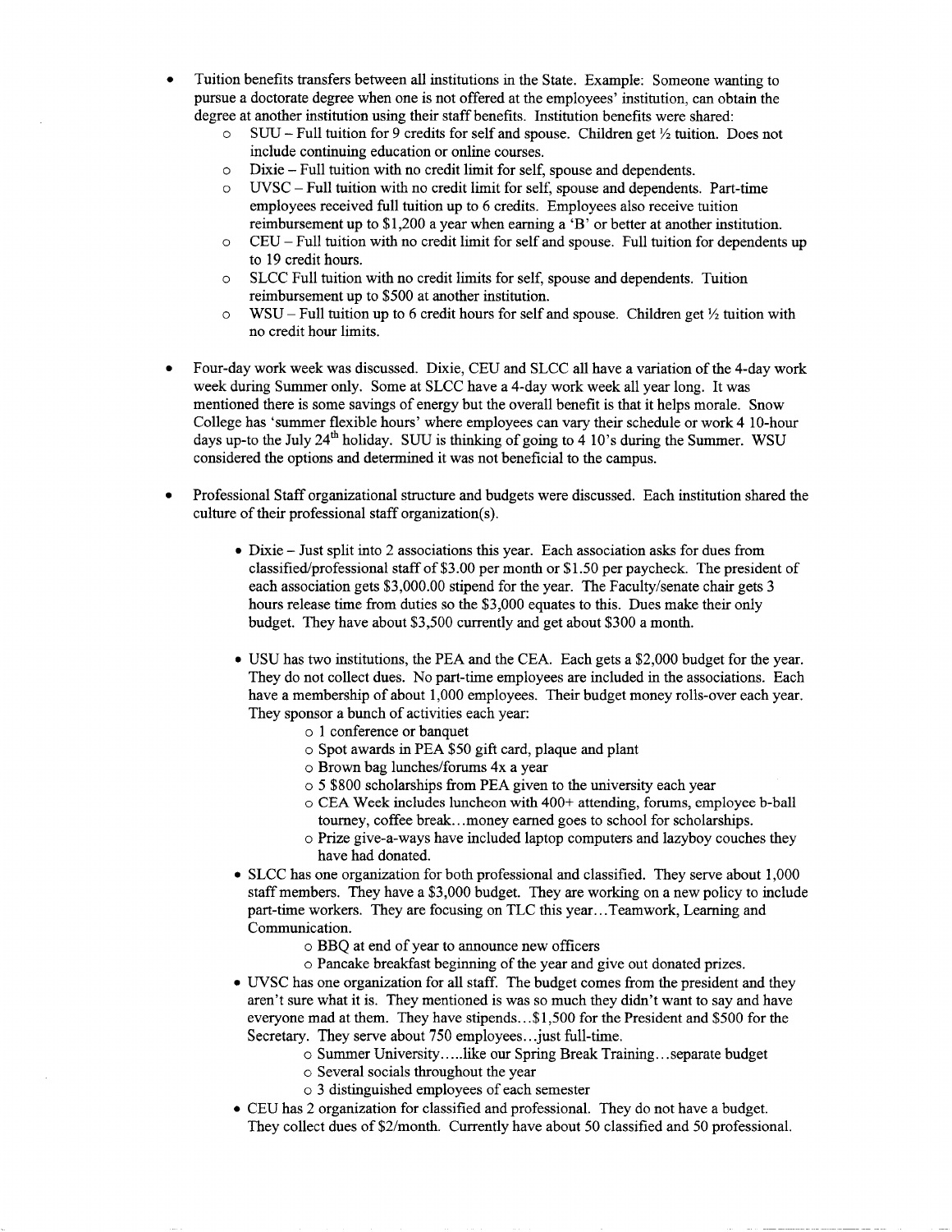- Tuition benefits transfers between all institutions in the State. Example: Someone wanting to pursue a doctorate degree when one is not offered at the employees' institution, can obtain the degree at another institution using their staff benefits. Institution benefits were shared:
  - SUU – Full tuition for 9 credits for self and spouse. Children get ½ tuition. Does not include continuing education or online courses.
  - Dixie – Full tuition with no credit limit for self, spouse and dependents.
  - UVSC – Full tuition with no credit limit for self, spouse and dependents. Part-time employees received full tuition up to 6 credits. Employees also receive tuition reimbursement up to $1,200 a year when earning a 'B' or better at another institution.
  - CEU – Full tuition with no credit limit for self and spouse. Full tuition for dependents up to 19 credit hours.
  - SLCC Full tuition with no credit limits for self, spouse and dependents. Tuition reimbursement up to $500 at another institution.
  - WSU – Full tuition up to 6 credit hours for self and spouse. Children get ½ tuition with no credit hour limits.

- Four-day work week was discussed. Dixie, CEU and SLCC all have a variation of the 4-day work week during Summer only. Some at SLCC have a 4-day work week all year long. It was mentioned there is some savings of energy but the overall benefit is that it helps morale. Snow College has 'summer flexible hours' where employees can vary their schedule or work 4 10-hour days up-to the July 24th holiday. SUU is thinking of going to 4 10's during the Summer. WSU considered the options and determined it was not beneficial to the campus.

- Professional Staff organizational structure and budgets were discussed. Each institution shared the culture of their professional staff organization(s).

  - Dixie – Just split into 2 associations this year. Each association asks for dues from classified/professional staff of $3.00 per month or $1.50 per paycheck. The president of each association gets $3,000.00 stipend for the year. The Faculty/senate chair gets 3 hours release time from duties so the $3,000 equates to this. Dues make their only budget. They have about $3,500 currently and get about $300 a month.

  - USU has two institutions, the PEA and the CEA. Each gets a $2,000 budget for the year. They do not collect dues. No part-time employees are included in the associations. Each have a membership of about 1,000 employees. Their budget money rolls-over each year. They sponsor a bunch of activities each year:
    - 1 conference or banquet
    - Spot awards in PEA $50 gift card, plaque and plant
    - Brown bag lunches/forums 4x a year
    - 5 $800 scholarships from PEA given to the university each year
    - CEA Week includes luncheon with 400+ attending, forums, employee b-ball tourney, coffee break…money earned goes to school for scholarships.
    - Prize give-a-ways have included laptop computers and lazyboy couches they have had donated.
  - SLCC has one organization for both professional and classified. They serve about 1,000 staff members. They have a $3,000 budget. They are working on a new policy to include part-time workers. They are focusing on TLC this year…Teamwork, Learning and Communication.
    - BBQ at end of year to announce new officers
    - Pancake breakfast beginning of the year and give out donated prizes.
  - UVSC has one organization for all staff. The budget comes from the president and they aren't sure what it is. They mentioned is was so much they didn't want to say and have everyone mad at them. They have stipends…$1,500 for the President and $500 for the Secretary. They serve about 750 employees…just full-time.
    - Summer University…..like our Spring Break Training…separate budget
    - Several socials throughout the year
    - 3 distinguished employees of each semester
  - CEU has 2 organization for classified and professional. They do not have a budget. They collect dues of $2/month. Currently have about 50 classified and 50 professional.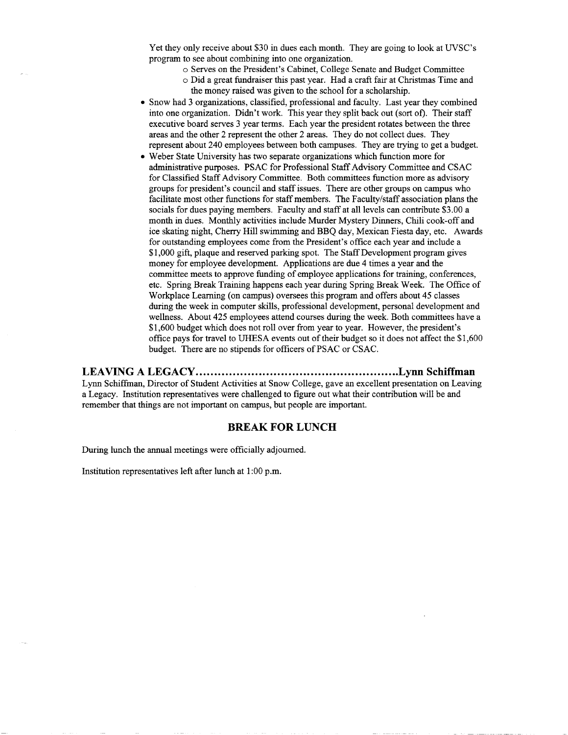Yet they only receive about $30 in dues each month. They are going to look at UVSC's program to see about combining into one organization.

  - Serves on the President's Cabinet, College Senate and Budget Committee
  - Did a great fundraiser this past year. Had a craft fair at Christmas Time and the money raised was given to the school for a scholarship.

- Snow had 3 organizations, classified, professional and faculty. Last year they combined into one organization. Didn't work. This year they split back out (sort of). Their staff executive board serves 3 year terms. Each year the president rotates between the three areas and the other 2 represent the other 2 areas. They do not collect dues. They represent about 240 employees between both campuses. They are trying to get a budget.
- Weber State University has two separate organizations which function more for administrative purposes. PSAC for Professional Staff Advisory Committee and CSAC for Classified Staff Advisory Committee. Both committees function more as advisory groups for president's council and staff issues. There are other groups on campus who facilitate most other functions for staff members. The Faculty/staff association plans the socials for dues paying members. Faculty and staff at all levels can contribute $3.00 a month in dues. Monthly activities include Murder Mystery Dinners, Chili cook-off and ice skating night, Cherry Hill swimming and BBQ day, Mexican Fiesta day, etc. Awards for outstanding employees come from the President's office each year and include a $1,000 gift, plaque and reserved parking spot. The Staff Development program gives money for employee development. Applications are due 4 times a year and the committee meets to approve funding of employee applications for training, conferences, etc. Spring Break Training happens each year during Spring Break Week. The Office of Workplace Learning (on campus) oversees this program and offers about 45 classes during the week in computer skills, professional development, personal development and wellness. About 425 employees attend courses during the week. Both committees have a $1,600 budget which does not roll over from year to year. However, the president's office pays for travel to UHESA events out of their budget so it does not affect the $1,600 budget. There are no stipends for officers of PSAC or CSAC.

## LEAVING A LEGACY......................................................Lynn Schiffman

Lynn Schiffman, Director of Student Activities at Snow College, gave an excellent presentation on Leaving a Legacy. Institution representatives were challenged to figure out what their contribution will be and remember that things are not important on campus, but people are important.

## BREAK FOR LUNCH

During lunch the annual meetings were officially adjourned.

Institution representatives left after lunch at 1:00 p.m.